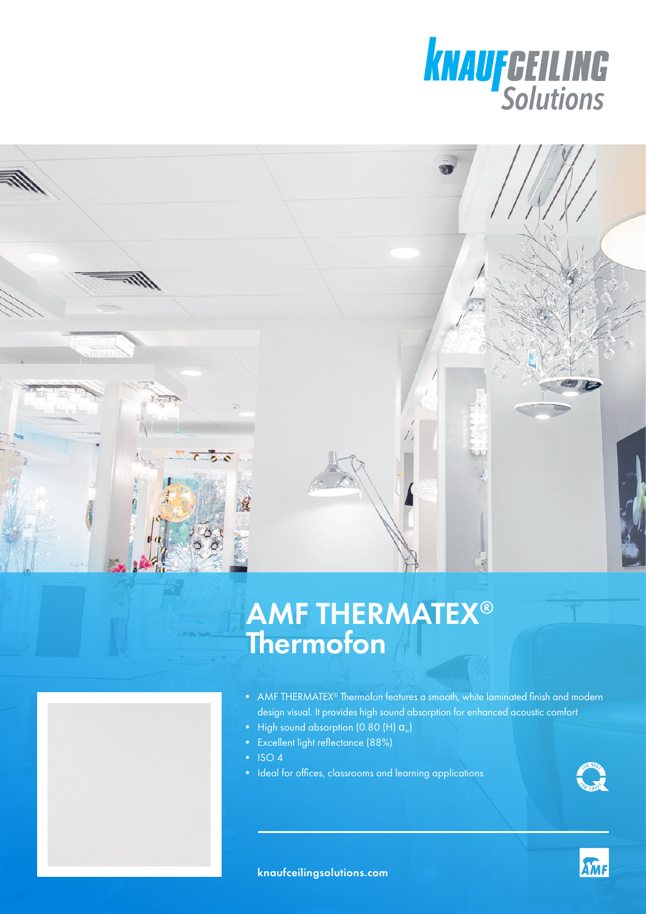# AMF THERMATEX® Thermofon

- AMF THERMATEX® Thermofon features a smooth, white laminated finish and modern design visual. It provides high sound absorption for enhanced acoustic comfort
- High sound absorption (0.80 (H) $\alpha_w$)
- Excellent light reflectance (88%)
- ISO 4
- Ideal for offices, classrooms and learning applications

knaufceilingsolutions.com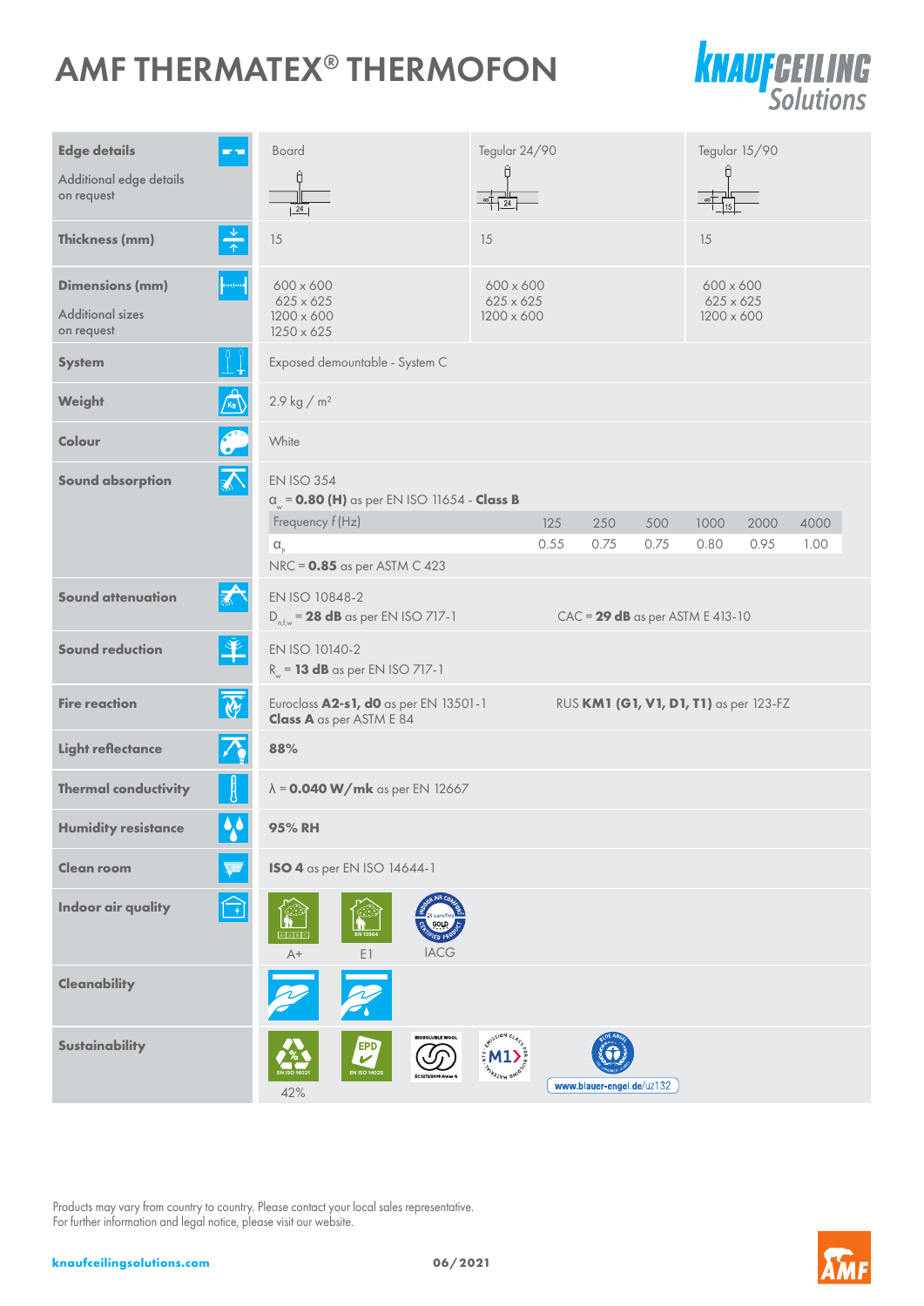# AMF THERMATEX® THERMOFON

| | Board | Tegular 24/90 | Tegular 15/90 |
|---|---|---|---|
| **Edge details** Additional edge details on request | Board | Tegular 24/90 | Tegular 15/90 |
| **Thickness (mm)** | 15 | 15 | 15 |
| **Dimensions (mm)** Additional sizes on request | 600 x 600<br>625 x 625<br>1200 x 600<br>1250 x 625 | 600 x 600<br>625 x 625<br>1200 x 600 | 600 x 600<br>625 x 625<br>1200 x 600 |
| **System** | Exposed demountable - System C | | |
| **Weight** | 2.9 kg / m² | | |
| **Colour** | White | | |
| **Sound absorption** | EN ISO 354<br>$\alpha_w$ = **0.80 (H)** as per EN ISO 11654 - **Class B**<br>Frequency f (Hz): 125 / 250 / 500 / 1000 / 2000 / 4000<br>$\alpha_p$: 0.55 / 0.75 / 0.75 / 0.80 / 0.95 / 1.00<br>NRC = **0.85** as per ASTM C 423 | | |
| **Sound attenuation** | EN ISO 10848-2<br>$D_{n,f,w}$ = **28 dB** as per EN ISO 717-1<br>CAC = **29 dB** as per ASTM E 413-10 | | |
| **Sound reduction** | EN ISO 10140-2<br>$R_w$ = **13 dB** as per EN ISO 717-1 | | |
| **Fire reaction** | Euroclass **A2-s1, d0** as per EN 13501-1<br>**Class A** as per ASTM E 84<br>RUS **KM1 (G1, V1, D1, T1)** as per 123-FZ | | |
| **Light reflectance** | **88%** | | |
| **Thermal conductivity** | λ = **0.040 W/mk** as per EN 12667 | | |
| **Humidity resistance** | **95% RH** | | |
| **Clean room** | **ISO 4** as per EN ISO 14644-1 | | |
| **Indoor air quality** | A+ / E1 / IACG | | |
| **Cleanability** | | | |
| **Sustainability** | 42%<br>www.blauer-engel.de/uz132 | | |

Products may vary from country to country. Please contact your local sales representative.
For further information and legal notice, please visit our website.

knaufceilingsolutions.com

06/2021